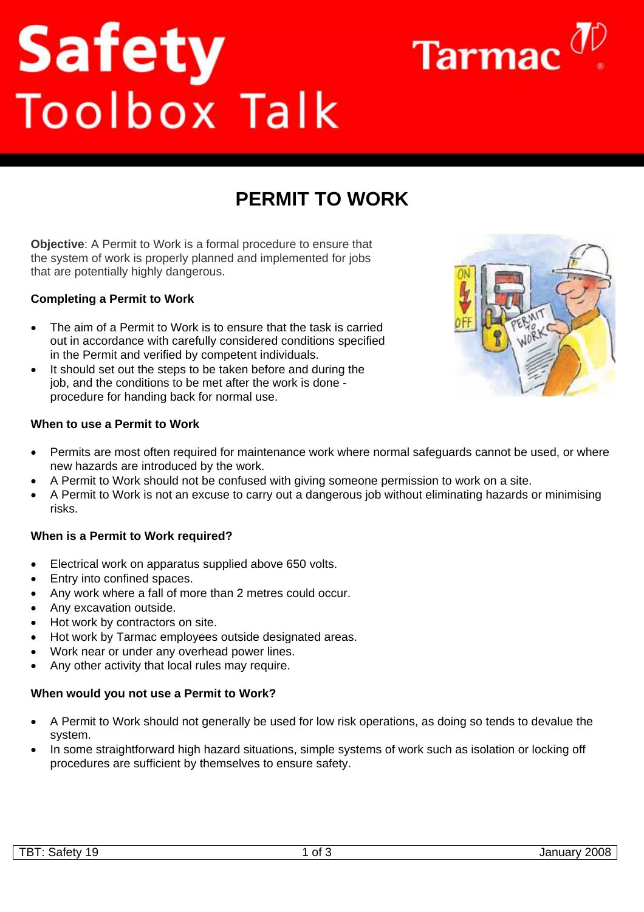# Safety Toolbox Talk

Tarmac

## PERMIT TO WORK

**Objective**: A Permit to Work is a formal procedure to ensure that the system of work is properly planned and implemented for jobs that are potentially highly dangerous.

### Completing a Permit to Work

- The aim of a Permit to Work is to ensure that the task is carried out in accordance with carefully considered conditions specified in the Permit and verified by competent individuals.
- It should set out the steps to be taken before and during the job, and the conditions to be met after the work is done - procedure for handing back for normal use.

### When to use a Permit to Work

- Permits are most often required for maintenance work where normal safeguards cannot be used, or where new hazards are introduced by the work.
- A Permit to Work should not be confused with giving someone permission to work on a site.
- A Permit to Work is not an excuse to carry out a dangerous job without eliminating hazards or minimising risks.

### When is a Permit to Work required?

- Electrical work on apparatus supplied above 650 volts.
- Entry into confined spaces.
- Any work where a fall of more than 2 metres could occur.
- Any excavation outside.
- Hot work by contractors on site.
- Hot work by Tarmac employees outside designated areas.
- Work near or under any overhead power lines.
- Any other activity that local rules may require.

### When would you not use a Permit to Work?

- A Permit to Work should not generally be used for low risk operations, as doing so tends to devalue the system.
- In some straightforward high hazard situations, simple systems of work such as isolation or locking off procedures are sufficient by themselves to ensure safety.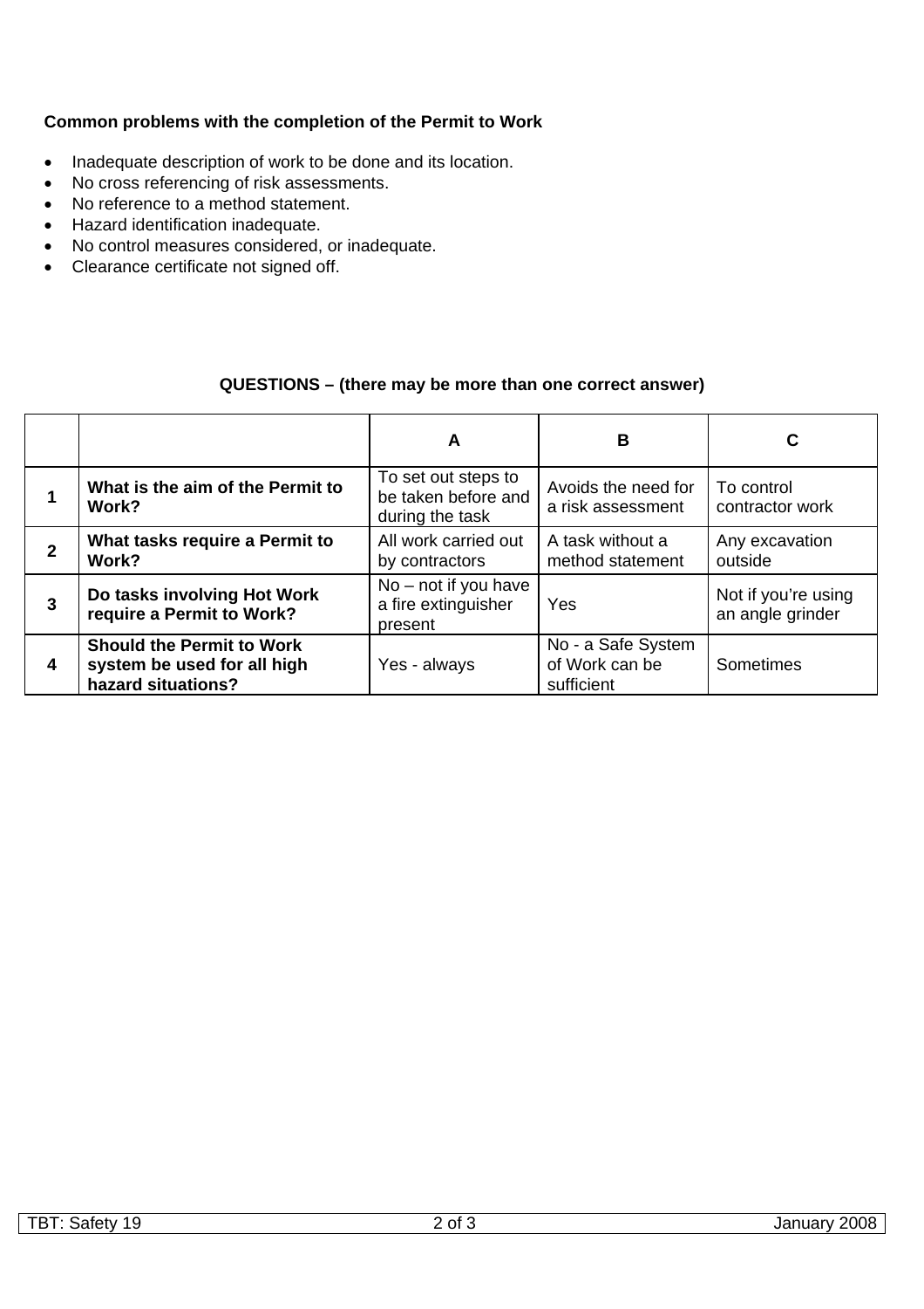**Common problems with the completion of the Permit to Work**

- Inadequate description of work to be done and its location.
- No cross referencing of risk assessments.
- No reference to a method statement.
- Hazard identification inadequate.
- No control measures considered, or inadequate.
- Clearance certificate not signed off.

**QUESTIONS – (there may be more than one correct answer)**

| | | A | B | C |
|---|---|---|---|---|
| **1** | **What is the aim of the Permit to Work?** | To set out steps to be taken before and during the task | Avoids the need for a risk assessment | To control contractor work |
| **2** | **What tasks require a Permit to Work?** | All work carried out by contractors | A task without a method statement | Any excavation outside |
| **3** | **Do tasks involving Hot Work require a Permit to Work?** | No – not if you have a fire extinguisher present | Yes | Not if you're using an angle grinder |
| **4** | **Should the Permit to Work system be used for all high hazard situations?** | Yes - always | No - a Safe System of Work can be sufficient | Sometimes |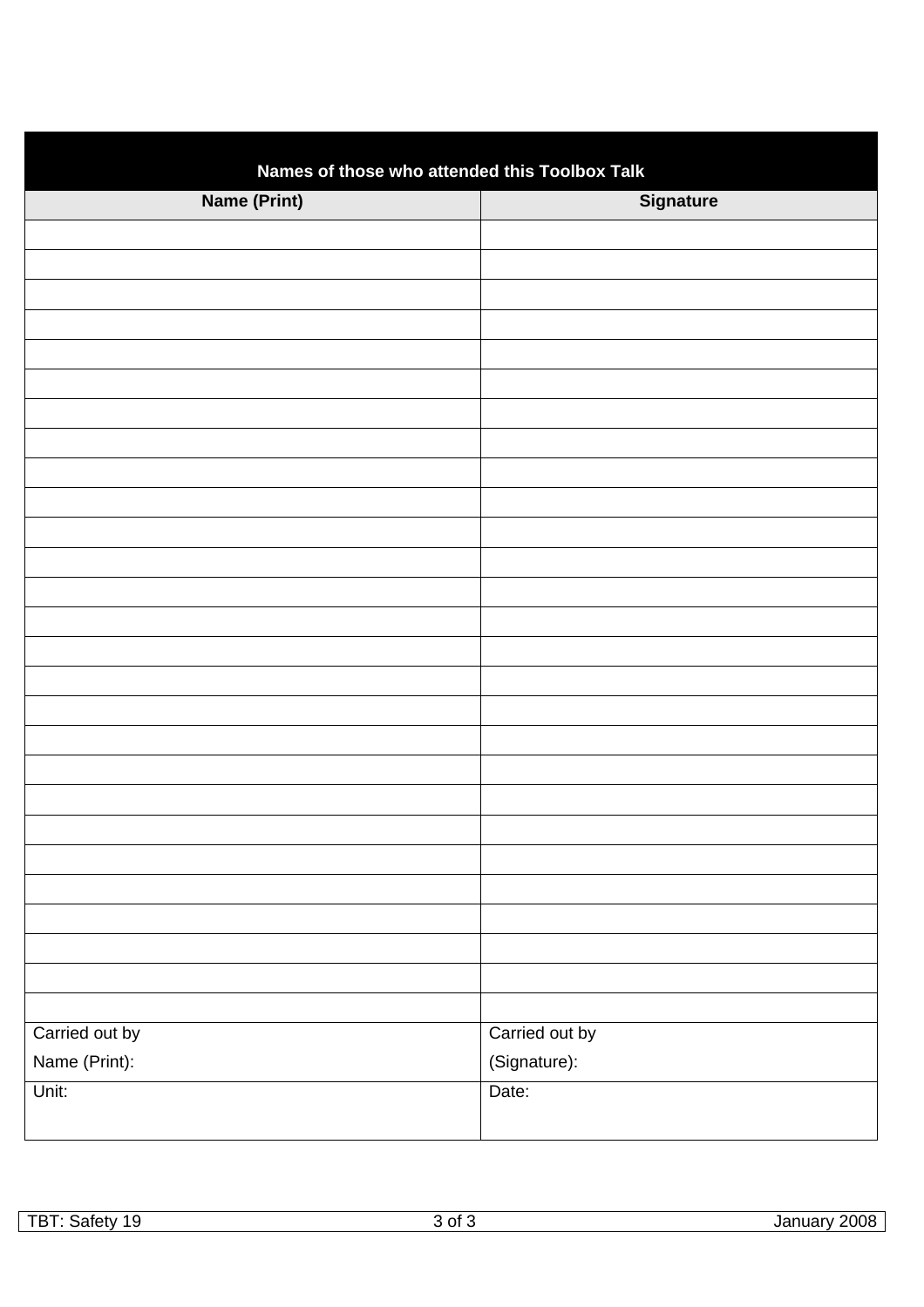| Names of those who attended this Toolbox Talk | |
|---|---|
| **Name (Print)** | **Signature** |
| | |
| | |
| | |
| | |
| | |
| | |
| | |
| | |
| | |
| | |
| | |
| | |
| | |
| | |
| | |
| | |
| | |
| | |
| | |
| | |
| | |
| | |
| | |
| | |
| | |
| | |
| | |
| Carried out by Name (Print): | Carried out by (Signature): |
| Unit: | Date: |